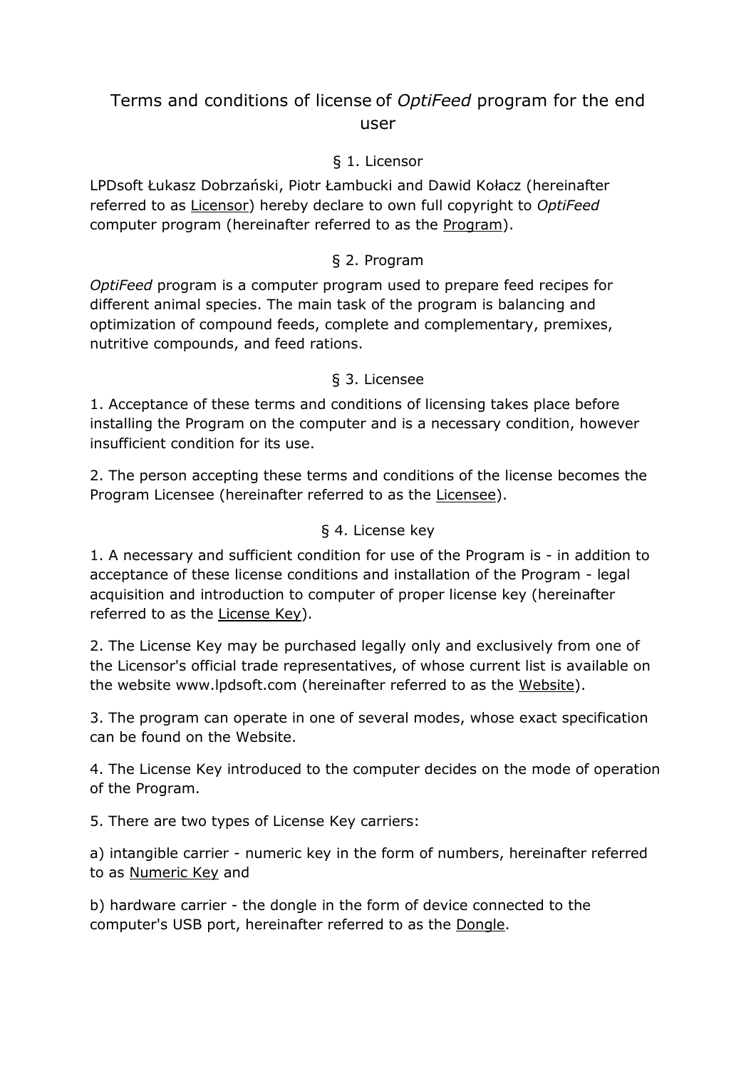# Terms and conditions of license of *OptiFeed* program for the end user

## § 1. Licensor

LPDsoft Łukasz Dobrzański, Piotr Łambucki and Dawid Kołacz (hereinafter referred to as <u>Licensor</u>) hereby declare to own full copyright to *OptiFeed* computer program (hereinafter referred to as the <u>Program</u>).

## § 2. Program

*OptiFeed* program is a computer program used to prepare feed recipes for different animal species. The main task of the program is balancing and optimization of compound feeds, complete and complementary, premixes, nutritive compounds, and feed rations.

## § 3. Licensee

1. Acceptance of these terms and conditions of licensing takes place before installing the Program on the computer and is a necessary condition, however insufficient condition for its use.

2. The person accepting these terms and conditions of the license becomes the Program Licensee (hereinafter referred to as the <u>Licensee</u>).

## § 4. License key

1. A necessary and sufficient condition for use of the Program is - in addition to acceptance of these license conditions and installation of the Program - legal acquisition and introduction to computer of proper license key (hereinafter referred to as the <u>License Key</u>).

2. The License Key may be purchased legally only and exclusively from one of the Licensor's official trade representatives, of whose current list is available on the website www.lpdsoft.com (hereinafter referred to as the <u>Website</u>).

3. The program can operate in one of several modes, whose exact specification can be found on the Website.

4. The License Key introduced to the computer decides on the mode of operation of the Program.

5. There are two types of License Key carriers:

a) intangible carrier - numeric key in the form of numbers, hereinafter referred to as <u>Numeric Key</u> and

b) hardware carrier - the dongle in the form of device connected to the computer's USB port, hereinafter referred to as the <u>Dongle</u>.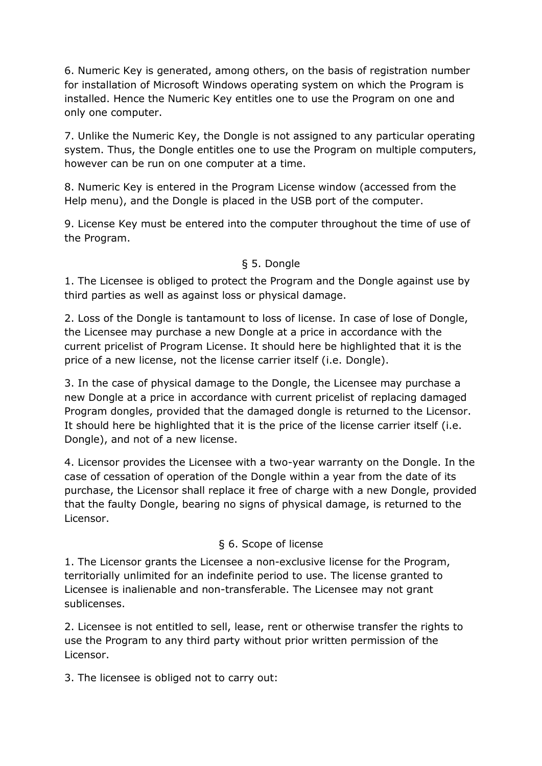6. Numeric Key is generated, among others, on the basis of registration number for installation of Microsoft Windows operating system on which the Program is installed. Hence the Numeric Key entitles one to use the Program on one and only one computer.

7. Unlike the Numeric Key, the Dongle is not assigned to any particular operating system. Thus, the Dongle entitles one to use the Program on multiple computers, however can be run on one computer at a time.

8. Numeric Key is entered in the Program License window (accessed from the Help menu), and the Dongle is placed in the USB port of the computer.

9. License Key must be entered into the computer throughout the time of use of the Program.

## § 5. Dongle

1. The Licensee is obliged to protect the Program and the Dongle against use by third parties as well as against loss or physical damage.

2. Loss of the Dongle is tantamount to loss of license. In case of lose of Dongle, the Licensee may purchase a new Dongle at a price in accordance with the current pricelist of Program License. It should here be highlighted that it is the price of a new license, not the license carrier itself (i.e. Dongle).

3. In the case of physical damage to the Dongle, the Licensee may purchase a new Dongle at a price in accordance with current pricelist of replacing damaged Program dongles, provided that the damaged dongle is returned to the Licensor. It should here be highlighted that it is the price of the license carrier itself (i.e. Dongle), and not of a new license.

4. Licensor provides the Licensee with a two-year warranty on the Dongle. In the case of cessation of operation of the Dongle within a year from the date of its purchase, the Licensor shall replace it free of charge with a new Dongle, provided that the faulty Dongle, bearing no signs of physical damage, is returned to the Licensor.

## § 6. Scope of license

1. The Licensor grants the Licensee a non-exclusive license for the Program, territorially unlimited for an indefinite period to use. The license granted to Licensee is inalienable and non-transferable. The Licensee may not grant sublicenses.

2. Licensee is not entitled to sell, lease, rent or otherwise transfer the rights to use the Program to any third party without prior written permission of the Licensor.

3. The licensee is obliged not to carry out: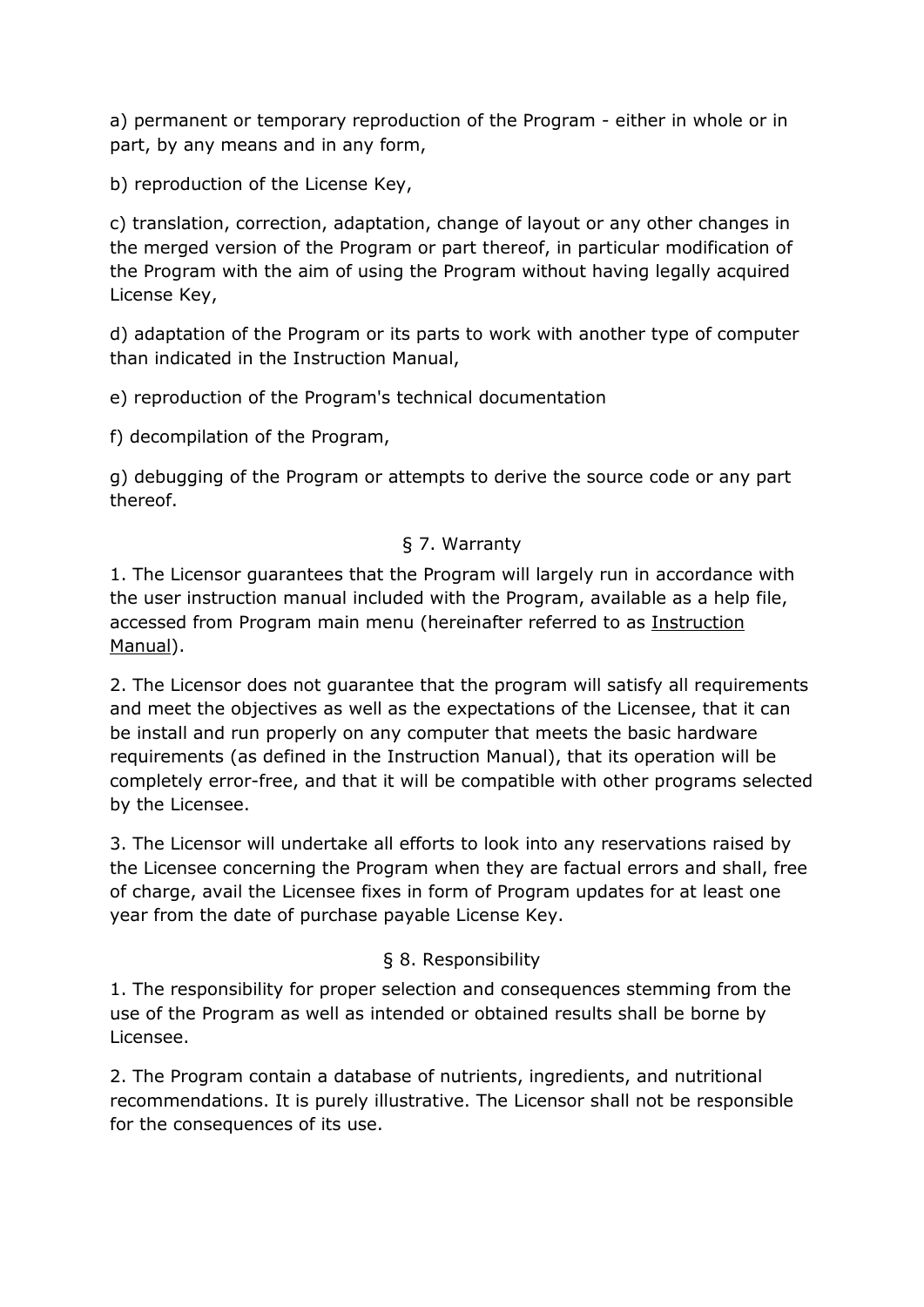a) permanent or temporary reproduction of the Program - either in whole or in part, by any means and in any form,

b) reproduction of the License Key,

c) translation, correction, adaptation, change of layout or any other changes in the merged version of the Program or part thereof, in particular modification of the Program with the aim of using the Program without having legally acquired License Key,

d) adaptation of the Program or its parts to work with another type of computer than indicated in the Instruction Manual,

e) reproduction of the Program's technical documentation

f) decompilation of the Program,

g) debugging of the Program or attempts to derive the source code or any part thereof.

## § 7. Warranty

1. The Licensor guarantees that the Program will largely run in accordance with the user instruction manual included with the Program, available as a help file, accessed from Program main menu (hereinafter referred to as Instruction Manual).

2. The Licensor does not guarantee that the program will satisfy all requirements and meet the objectives as well as the expectations of the Licensee, that it can be install and run properly on any computer that meets the basic hardware requirements (as defined in the Instruction Manual), that its operation will be completely error-free, and that it will be compatible with other programs selected by the Licensee.

3. The Licensor will undertake all efforts to look into any reservations raised by the Licensee concerning the Program when they are factual errors and shall, free of charge, avail the Licensee fixes in form of Program updates for at least one year from the date of purchase payable License Key.

## § 8. Responsibility

1. The responsibility for proper selection and consequences stemming from the use of the Program as well as intended or obtained results shall be borne by Licensee.

2. The Program contain a database of nutrients, ingredients, and nutritional recommendations. It is purely illustrative. The Licensor shall not be responsible for the consequences of its use.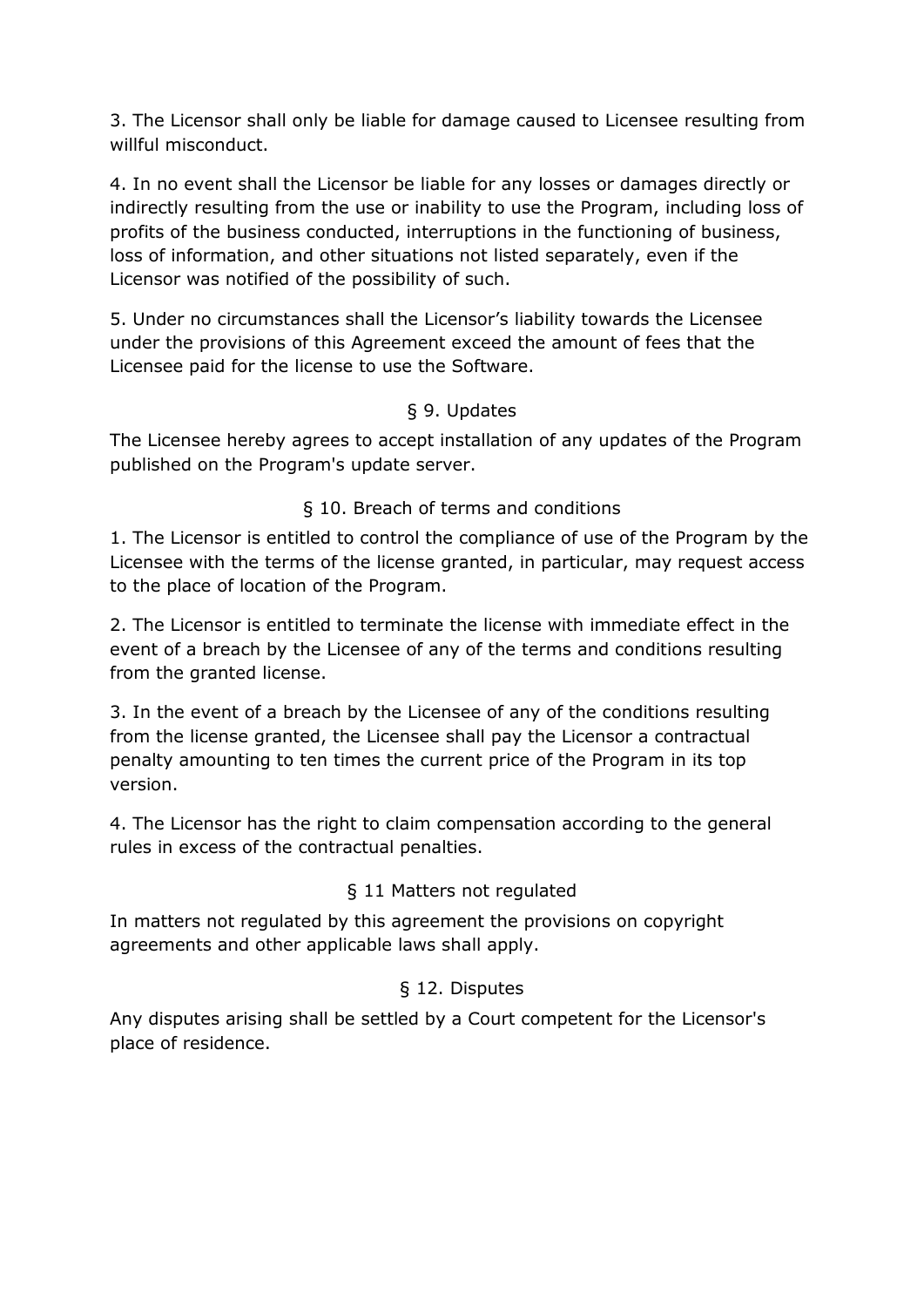3. The Licensor shall only be liable for damage caused to Licensee resulting from willful misconduct.

4. In no event shall the Licensor be liable for any losses or damages directly or indirectly resulting from the use or inability to use the Program, including loss of profits of the business conducted, interruptions in the functioning of business, loss of information, and other situations not listed separately, even if the Licensor was notified of the possibility of such.

5. Under no circumstances shall the Licensor's liability towards the Licensee under the provisions of this Agreement exceed the amount of fees that the Licensee paid for the license to use the Software.

## § 9. Updates

The Licensee hereby agrees to accept installation of any updates of the Program published on the Program's update server.

## § 10. Breach of terms and conditions

1. The Licensor is entitled to control the compliance of use of the Program by the Licensee with the terms of the license granted, in particular, may request access to the place of location of the Program.

2. The Licensor is entitled to terminate the license with immediate effect in the event of a breach by the Licensee of any of the terms and conditions resulting from the granted license.

3. In the event of a breach by the Licensee of any of the conditions resulting from the license granted, the Licensee shall pay the Licensor a contractual penalty amounting to ten times the current price of the Program in its top version.

4. The Licensor has the right to claim compensation according to the general rules in excess of the contractual penalties.

## § 11 Matters not regulated

In matters not regulated by this agreement the provisions on copyright agreements and other applicable laws shall apply.

## § 12. Disputes

Any disputes arising shall be settled by a Court competent for the Licensor's place of residence.